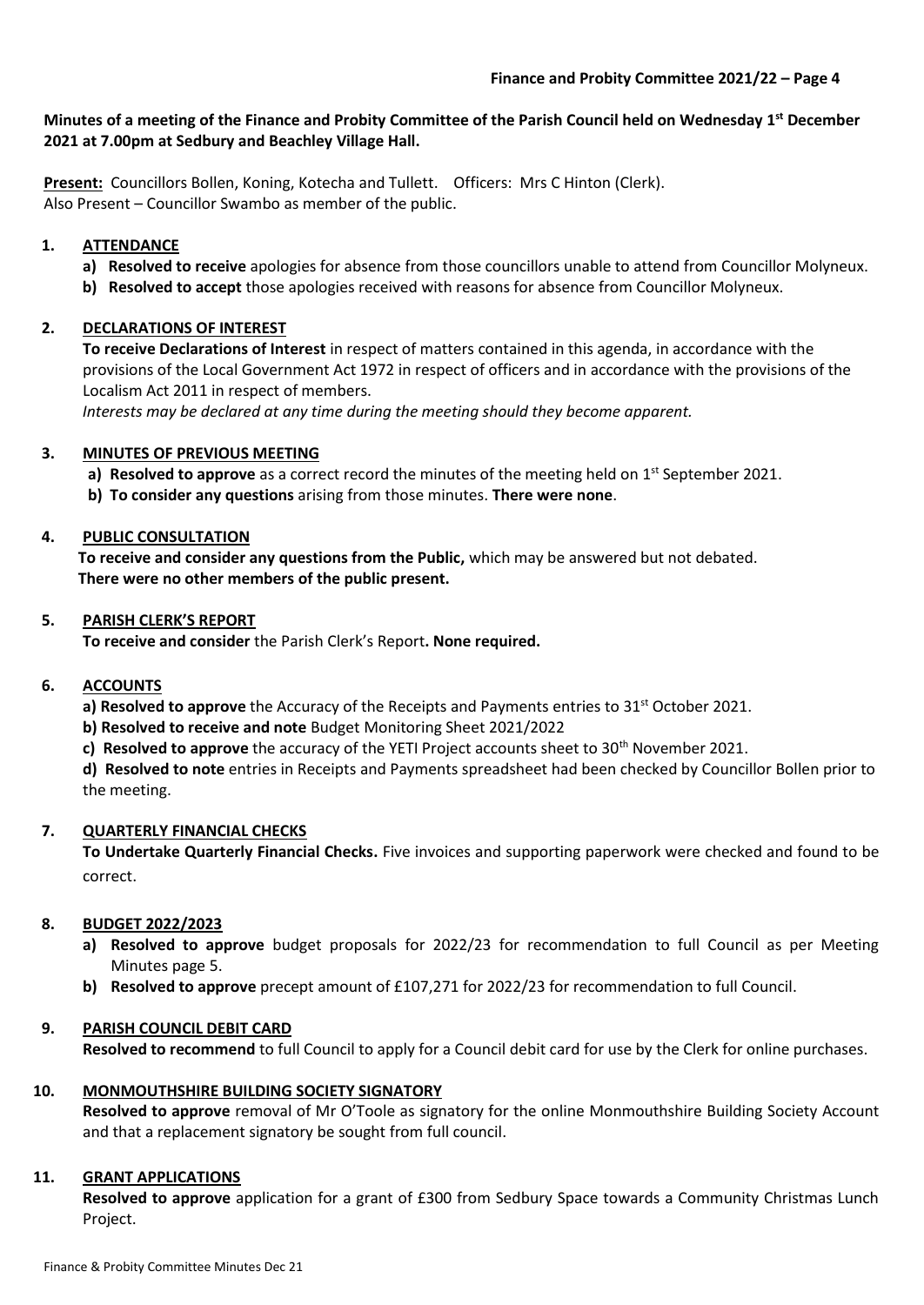**Minutes of a meeting of the Finance and Probity Committee of the Parish Council held on Wednesday 1st December 2021 at 7.00pm at Sedbury and Beachley Village Hall.**

**Present:** Councillors Bollen, Koning, Kotecha and Tullett. Officers: Mrs C Hinton (Clerk).
Also Present – Councillor Swambo as member of the public.

## 1. ATTENDANCE

a) **Resolved to receive** apologies for absence from those councillors unable to attend from Councillor Molyneux.
b) **Resolved to accept** those apologies received with reasons for absence from Councillor Molyneux.

## 2. DECLARATIONS OF INTEREST

**To receive Declarations of Interest** in respect of matters contained in this agenda, in accordance with the provisions of the Local Government Act 1972 in respect of officers and in accordance with the provisions of the Localism Act 2011 in respect of members.
*Interests may be declared at any time during the meeting should they become apparent.*

## 3. MINUTES OF PREVIOUS MEETING

a) **Resolved to approve** as a correct record the minutes of the meeting held on 1st September 2021.
b) **To consider any questions** arising from those minutes. **There were none**.

## 4. PUBLIC CONSULTATION

**To receive and consider any questions from the Public,** which may be answered but not debated.
**There were no other members of the public present.**

## 5. PARISH CLERK'S REPORT

**To receive and consider** the Parish Clerk's Report**. None required.**

## 6. ACCOUNTS

**a) Resolved to approve** the Accuracy of the Receipts and Payments entries to 31st October 2021.
**b) Resolved to receive and note** Budget Monitoring Sheet 2021/2022
**c) Resolved to approve** the accuracy of the YETI Project accounts sheet to 30th November 2021.
**d) Resolved to note** entries in Receipts and Payments spreadsheet had been checked by Councillor Bollen prior to the meeting.

## 7. QUARTERLY FINANCIAL CHECKS

**To Undertake Quarterly Financial Checks.** Five invoices and supporting paperwork were checked and found to be correct.

## 8. BUDGET 2022/2023

a) **Resolved to approve** budget proposals for 2022/23 for recommendation to full Council as per Meeting Minutes page 5.
b) **Resolved to approve** precept amount of £107,271 for 2022/23 for recommendation to full Council.

## 9. PARISH COUNCIL DEBIT CARD

**Resolved to recommend** to full Council to apply for a Council debit card for use by the Clerk for online purchases.

## 10. MONMOUTHSHIRE BUILDING SOCIETY SIGNATORY

**Resolved to approve** removal of Mr O'Toole as signatory for the online Monmouthshire Building Society Account and that a replacement signatory be sought from full council.

## 11. GRANT APPLICATIONS

**Resolved to approve** application for a grant of £300 from Sedbury Space towards a Community Christmas Lunch Project.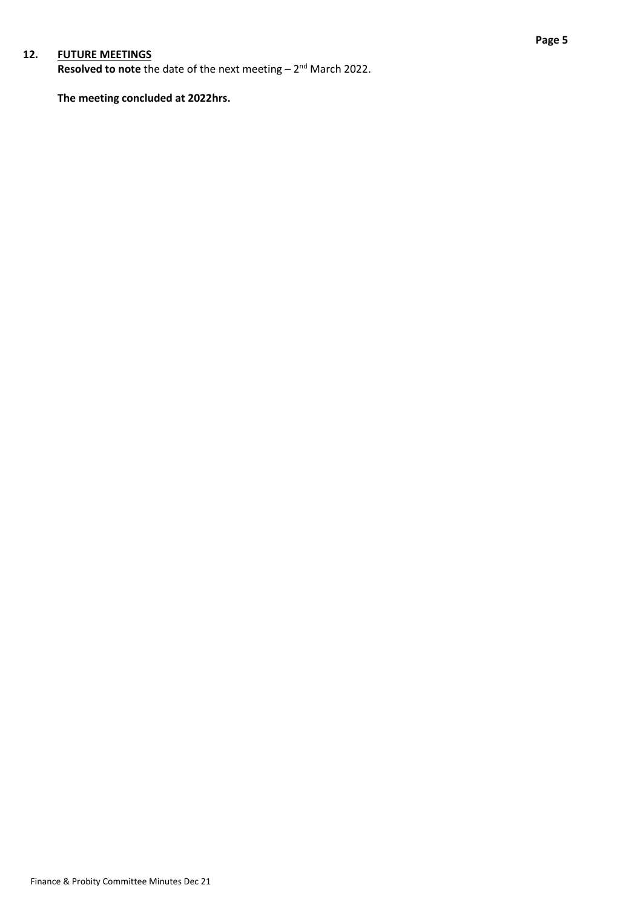## 12. FUTURE MEETINGS

**Resolved to note** the date of the next meeting – 2nd March 2022.

**The meeting concluded at 2022hrs.**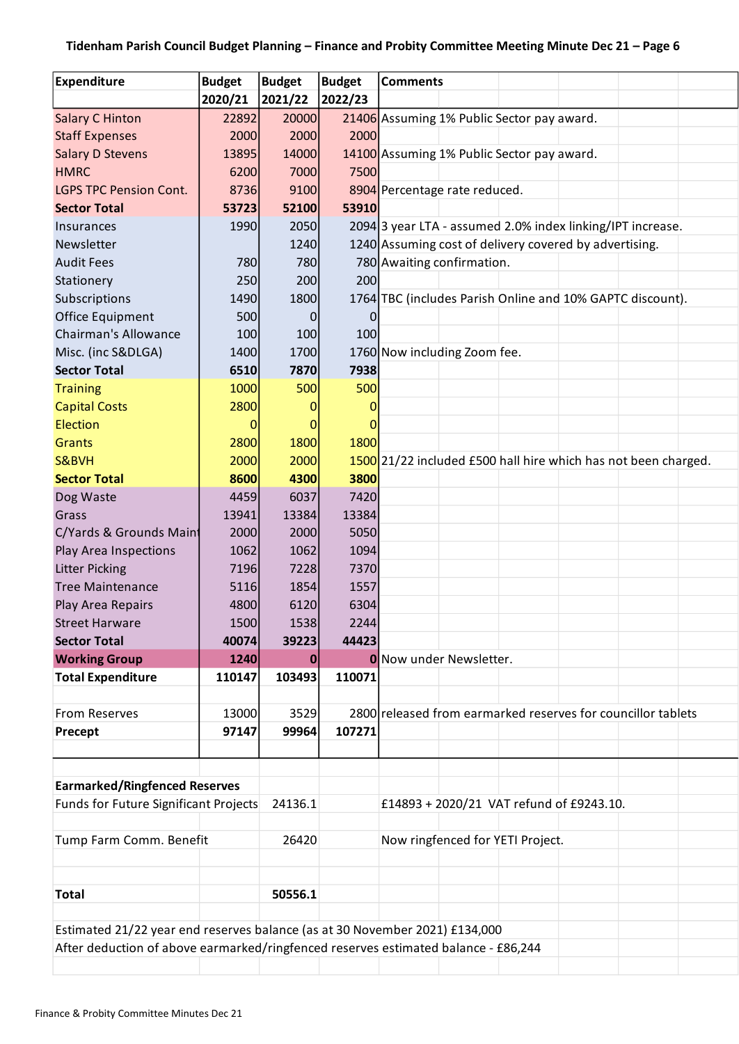**Tidenham Parish Council Budget Planning – Finance and Probity Committee Meeting Minute Dec 21 – Page 6**

| Expenditure | Budget 2020/21 | Budget 2021/22 | Budget 2022/23 | Comments |
|---|---|---|---|---|
| Salary C Hinton | 22892 | 20000 | 21406 | Assuming 1% Public Sector pay award. |
| Staff Expenses | 2000 | 2000 | 2000 | |
| Salary D Stevens | 13895 | 14000 | 14100 | Assuming 1% Public Sector pay award. |
| HMRC | 6200 | 7000 | 7500 | |
| LGPS TPC Pension Cont. | 8736 | 9100 | 8904 | Percentage rate reduced. |
| **Sector Total** | **53723** | **52100** | **53910** | |
| Insurances | 1990 | 2050 | 2094 | 3 year LTA - assumed 2.0% index linking/IPT increase. |
| Newsletter | | 1240 | 1240 | Assuming cost of delivery covered by advertising. |
| Audit Fees | 780 | 780 | 780 | Awaiting confirmation. |
| Stationery | 250 | 200 | 200 | |
| Subscriptions | 1490 | 1800 | 1764 | TBC (includes Parish Online and 10% GAPTC discount). |
| Office Equipment | 500 | 0 | 0 | |
| Chairman's Allowance | 100 | 100 | 100 | |
| Misc. (inc S&DLGA) | 1400 | 1700 | 1760 | Now including Zoom fee. |
| **Sector Total** | **6510** | **7870** | **7938** | |
| Training | 1000 | 500 | 500 | |
| Capital Costs | 2800 | 0 | 0 | |
| Election | 0 | 0 | 0 | |
| Grants | 2800 | 1800 | 1800 | |
| S&BVH | 2000 | 2000 | 1500 | 21/22 included £500 hall hire which has not been charged. |
| **Sector Total** | **8600** | **4300** | **3800** | |
| Dog Waste | 4459 | 6037 | 7420 | |
| Grass | 13941 | 13384 | 13384 | |
| C/Yards & Grounds Maint | 2000 | 2000 | 5050 | |
| Play Area Inspections | 1062 | 1062 | 1094 | |
| Litter Picking | 7196 | 7228 | 7370 | |
| Tree Maintenance | 5116 | 1854 | 1557 | |
| Play Area Repairs | 4800 | 6120 | 6304 | |
| Street Harware | 1500 | 1538 | 2244 | |
| **Sector Total** | **40074** | **39223** | **44423** | |
| **Working Group** | **1240** | **0** | **0** | Now under Newsletter. |
| **Total Expenditure** | **110147** | **103493** | **110071** | |
| | | | | |
| From Reserves | 13000 | 3529 | 2800 | released from earmarked reserves for councillor tablets |
| **Precept** | **97147** | **99964** | **107271** | |

| | | |
|---|---|---|
| **Earmarked/Ringfenced Reserves** | | |
| Funds for Future Significant Projects | 24136.1 | £14893 + 2020/21 VAT refund of £9243.10. |
| Tump Farm Comm. Benefit | 26420 | Now ringfenced for YETI Project. |
| **Total** | **50556.1** | |

Estimated 21/22 year end reserves balance (as at 30 November 2021) £134,000

After deduction of above earmarked/ringfenced reserves estimated balance - £86,244